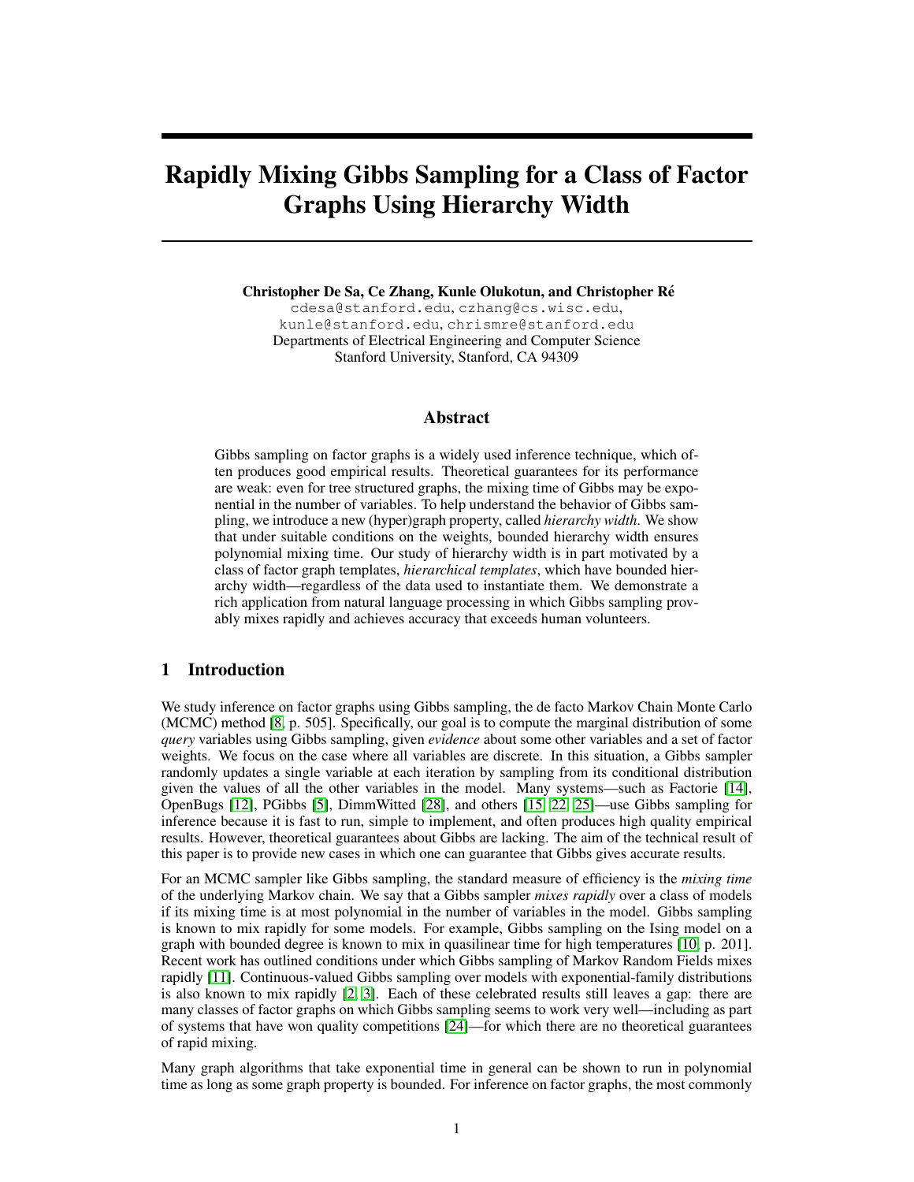# Rapidly Mixing Gibbs Sampling for a Class of Factor Graphs Using Hierarchy Width

**Christopher De Sa, Ce Zhang, Kunle Olukotun, and Christopher Ré**
cdesa@stanford.edu, czhang@cs.wisc.edu,
kunle@stanford.edu, chrismre@stanford.edu
Departments of Electrical Engineering and Computer Science
Stanford University, Stanford, CA 94309

## Abstract

Gibbs sampling on factor graphs is a widely used inference technique, which often produces good empirical results. Theoretical guarantees for its performance are weak: even for tree structured graphs, the mixing time of Gibbs may be exponential in the number of variables. To help understand the behavior of Gibbs sampling, we introduce a new (hyper)graph property, called *hierarchy width*. We show that under suitable conditions on the weights, bounded hierarchy width ensures polynomial mixing time. Our study of hierarchy width is in part motivated by a class of factor graph templates, *hierarchical templates*, which have bounded hierarchy width—regardless of the data used to instantiate them. We demonstrate a rich application from natural language processing in which Gibbs sampling provably mixes rapidly and achieves accuracy that exceeds human volunteers.

## 1 Introduction

We study inference on factor graphs using Gibbs sampling, the de facto Markov Chain Monte Carlo (MCMC) method [8, p. 505]. Specifically, our goal is to compute the marginal distribution of some *query* variables using Gibbs sampling, given *evidence* about some other variables and a set of factor weights. We focus on the case where all variables are discrete. In this situation, a Gibbs sampler randomly updates a single variable at each iteration by sampling from its conditional distribution given the values of all the other variables in the model. Many systems—such as Factorie [14], OpenBugs [12], PGibbs [5], DimmWitted [28], and others [15, 22, 25]—use Gibbs sampling for inference because it is fast to run, simple to implement, and often produces high quality empirical results. However, theoretical guarantees about Gibbs are lacking. The aim of the technical result of this paper is to provide new cases in which one can guarantee that Gibbs gives accurate results.

For an MCMC sampler like Gibbs sampling, the standard measure of efficiency is the *mixing time* of the underlying Markov chain. We say that a Gibbs sampler *mixes rapidly* over a class of models if its mixing time is at most polynomial in the number of variables in the model. Gibbs sampling is known to mix rapidly for some models. For example, Gibbs sampling on the Ising model on a graph with bounded degree is known to mix in quasilinear time for high temperatures [10, p. 201]. Recent work has outlined conditions under which Gibbs sampling of Markov Random Fields mixes rapidly [11]. Continuous-valued Gibbs sampling over models with exponential-family distributions is also known to mix rapidly [2, 3]. Each of these celebrated results still leaves a gap: there are many classes of factor graphs on which Gibbs sampling seems to work very well—including as part of systems that have won quality competitions [24]—for which there are no theoretical guarantees of rapid mixing.

Many graph algorithms that take exponential time in general can be shown to run in polynomial time as long as some graph property is bounded. For inference on factor graphs, the most commonly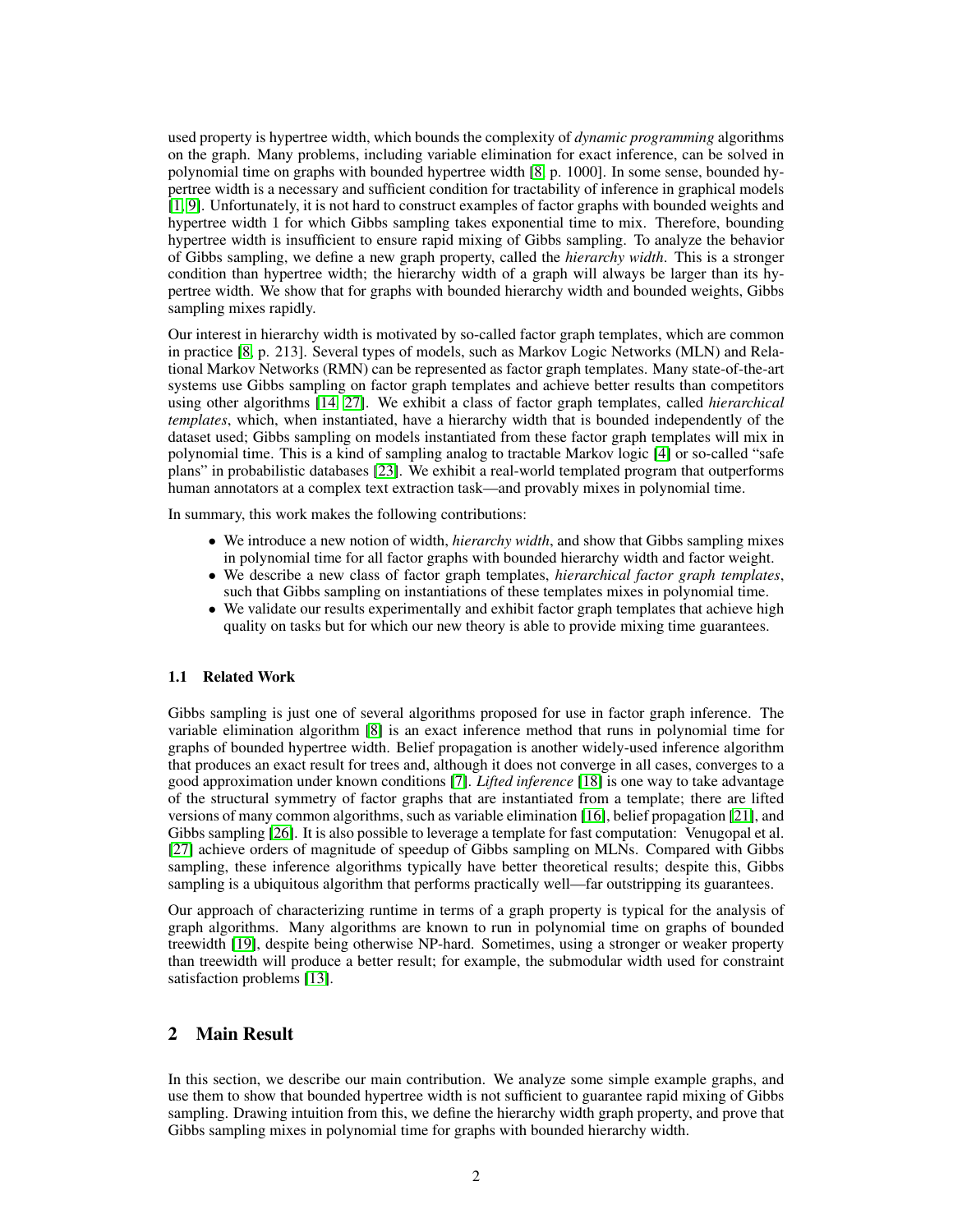used property is hypertree width, which bounds the complexity of *dynamic programming* algorithms on the graph. Many problems, including variable elimination for exact inference, can be solved in polynomial time on graphs with bounded hypertree width [8, p. 1000]. In some sense, bounded hypertree width is a necessary and sufficient condition for tractability of inference in graphical models [1, 9]. Unfortunately, it is not hard to construct examples of factor graphs with bounded weights and hypertree width 1 for which Gibbs sampling takes exponential time to mix. Therefore, bounding hypertree width is insufficient to ensure rapid mixing of Gibbs sampling. To analyze the behavior of Gibbs sampling, we define a new graph property, called the *hierarchy width*. This is a stronger condition than hypertree width; the hierarchy width of a graph will always be larger than its hypertree width. We show that for graphs with bounded hierarchy width and bounded weights, Gibbs sampling mixes rapidly.

Our interest in hierarchy width is motivated by so-called factor graph templates, which are common in practice [8, p. 213]. Several types of models, such as Markov Logic Networks (MLN) and Relational Markov Networks (RMN) can be represented as factor graph templates. Many state-of-the-art systems use Gibbs sampling on factor graph templates and achieve better results than competitors using other algorithms [14, 27]. We exhibit a class of factor graph templates, called *hierarchical templates*, which, when instantiated, have a hierarchy width that is bounded independently of the dataset used; Gibbs sampling on models instantiated from these factor graph templates will mix in polynomial time. This is a kind of sampling analog to tractable Markov logic [4] or so-called "safe plans" in probabilistic databases [23]. We exhibit a real-world templated program that outperforms human annotators at a complex text extraction task—and provably mixes in polynomial time.

In summary, this work makes the following contributions:

- We introduce a new notion of width, *hierarchy width*, and show that Gibbs sampling mixes in polynomial time for all factor graphs with bounded hierarchy width and factor weight.
- We describe a new class of factor graph templates, *hierarchical factor graph templates*, such that Gibbs sampling on instantiations of these templates mixes in polynomial time.
- We validate our results experimentally and exhibit factor graph templates that achieve high quality on tasks but for which our new theory is able to provide mixing time guarantees.

### 1.1 Related Work

Gibbs sampling is just one of several algorithms proposed for use in factor graph inference. The variable elimination algorithm [8] is an exact inference method that runs in polynomial time for graphs of bounded hypertree width. Belief propagation is another widely-used inference algorithm that produces an exact result for trees and, although it does not converge in all cases, converges to a good approximation under known conditions [7]. *Lifted inference* [18] is one way to take advantage of the structural symmetry of factor graphs that are instantiated from a template; there are lifted versions of many common algorithms, such as variable elimination [16], belief propagation [21], and Gibbs sampling [26]. It is also possible to leverage a template for fast computation: Venugopal et al. [27] achieve orders of magnitude of speedup of Gibbs sampling on MLNs. Compared with Gibbs sampling, these inference algorithms typically have better theoretical results; despite this, Gibbs sampling is a ubiquitous algorithm that performs practically well—far outstripping its guarantees.

Our approach of characterizing runtime in terms of a graph property is typical for the analysis of graph algorithms. Many algorithms are known to run in polynomial time on graphs of bounded treewidth [19], despite being otherwise NP-hard. Sometimes, using a stronger or weaker property than treewidth will produce a better result; for example, the submodular width used for constraint satisfaction problems [13].

## 2 Main Result

In this section, we describe our main contribution. We analyze some simple example graphs, and use them to show that bounded hypertree width is not sufficient to guarantee rapid mixing of Gibbs sampling. Drawing intuition from this, we define the hierarchy width graph property, and prove that Gibbs sampling mixes in polynomial time for graphs with bounded hierarchy width.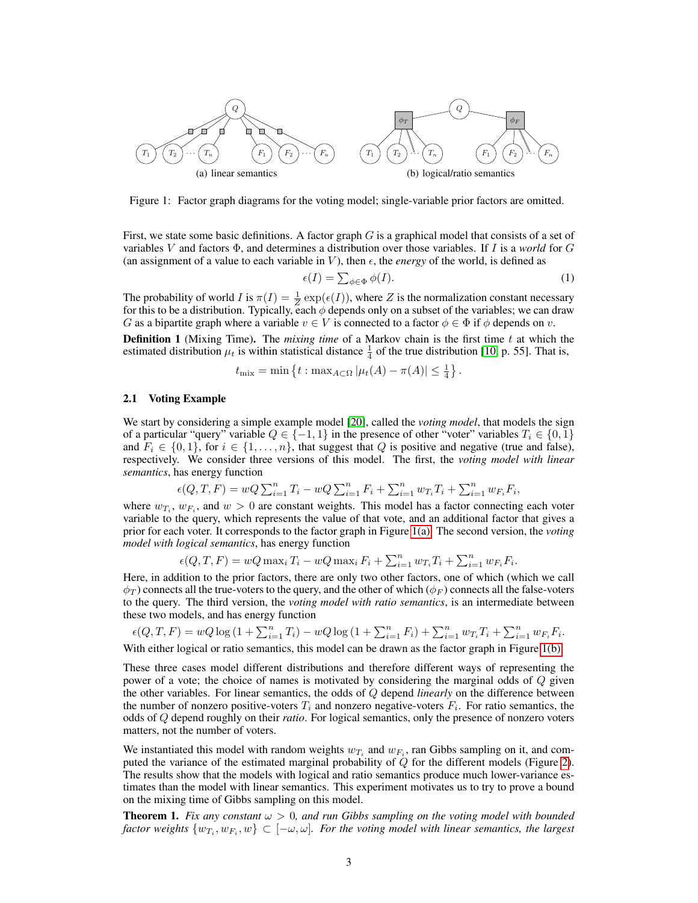(a) linear semantics

(b) logical/ratio semantics

Figure 1: Factor graph diagrams for the voting model; single-variable prior factors are omitted.

First, we state some basic definitions. A factor graph $G$ is a graphical model that consists of a set of variables $V$ and factors $\Phi$, and determines a distribution over those variables. If $I$ is a *world* for $G$ (an assignment of a value to each variable in $V$), then $\epsilon$, the *energy* of the world, is defined as

$$\epsilon(I) = \sum_{\phi \in \Phi} \phi(I). \tag{1}$$

The probability of world $I$ is $\pi(I) = \frac{1}{Z} \exp(\epsilon(I))$, where $Z$ is the normalization constant necessary for this to be a distribution. Typically, each $\phi$ depends only on a subset of the variables; we can draw $G$ as a bipartite graph where a variable $v \in V$ is connected to a factor $\phi \in \Phi$ if $\phi$ depends on $v$.

**Definition 1** (Mixing Time)**.** The *mixing time* of a Markov chain is the first time $t$ at which the estimated distribution $\mu_t$ is within statistical distance $\frac{1}{4}$ of the true distribution [10, p. 55]. That is,

$$t_{\text{mix}} = \min\left\{ t : \max_{A \subset \Omega} |\mu_t(A) - \pi(A)| \leq \tfrac{1}{4} \right\}.$$

### 2.1 Voting Example

We start by considering a simple example model [20], called the *voting model*, that models the sign of a particular "query" variable $Q \in \{-1, 1\}$ in the presence of other "voter" variables $T_i \in \{0, 1\}$ and $F_i \in \{0, 1\}$, for $i \in \{1, \ldots, n\}$, that suggest that $Q$ is positive and negative (true and false), respectively. We consider three versions of this model. The first, the *voting model with linear semantics*, has energy function

$$\epsilon(Q, T, F) = wQ \sum_{i=1}^n T_i - wQ \sum_{i=1}^n F_i + \sum_{i=1}^n w_{T_i} T_i + \sum_{i=1}^n w_{F_i} F_i,$$

where $w_{T_i}$, $w_{F_i}$, and $w > 0$ are constant weights. This model has a factor connecting each voter variable to the query, which represents the value of that vote, and an additional factor that gives a prior for each voter. It corresponds to the factor graph in Figure 1(a). The second version, the *voting model with logical semantics*, has energy function

$$\epsilon(Q, T, F) = wQ \max_i T_i - wQ \max_i F_i + \sum_{i=1}^n w_{T_i} T_i + \sum_{i=1}^n w_{F_i} F_i.$$

Here, in addition to the prior factors, there are only two other factors, one of which (which we call $\phi_T$) connects all the true-voters to the query, and the other of which ($\phi_F$) connects all the false-voters to the query. The third version, the *voting model with ratio semantics*, is an intermediate between these two models, and has energy function

$$\epsilon(Q, T, F) = wQ \log\left(1 + \sum_{i=1}^n T_i\right) - wQ \log\left(1 + \sum_{i=1}^n F_i\right) + \sum_{i=1}^n w_{T_i} T_i + \sum_{i=1}^n w_{F_i} F_i.$$

With either logical or ratio semantics, this model can be drawn as the factor graph in Figure 1(b).

These three cases model different distributions and therefore different ways of representing the power of a vote; the choice of names is motivated by considering the marginal odds of $Q$ given the other variables. For linear semantics, the odds of $Q$ depend *linearly* on the difference between the number of nonzero positive-voters $T_i$ and nonzero negative-voters $F_i$. For ratio semantics, the odds of $Q$ depend roughly on their *ratio*. For logical semantics, only the presence of nonzero voters matters, not the number of voters.

We instantiated this model with random weights $w_{T_i}$ and $w_{F_i}$, ran Gibbs sampling on it, and computed the variance of the estimated marginal probability of $Q$ for the different models (Figure 2). The results show that the models with logical and ratio semantics produce much lower-variance estimates than the model with linear semantics. This experiment motivates us to try to prove a bound on the mixing time of Gibbs sampling on this model.

**Theorem 1.** *Fix any constant $\omega > 0$, and run Gibbs sampling on the voting model with bounded factor weights $\{w_{T_i}, w_{F_i}, w\} \subset [-\omega, \omega]$. For the voting model with linear semantics, the largest*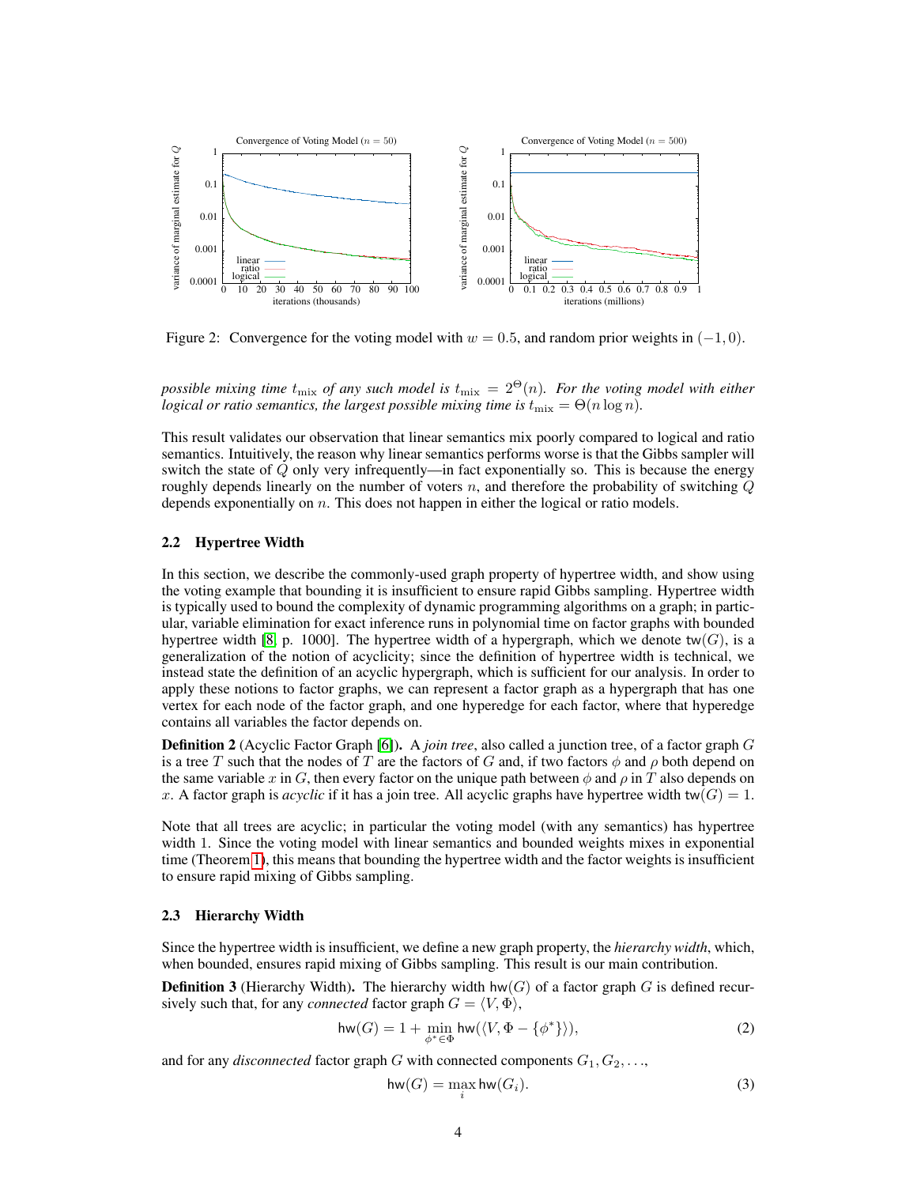Convergence of Voting Model ($n = 50$)

variance of marginal estimate for $Q$

1
0.1
0.01
0.001
0.0001

0 10 20 30 40 50 60 70 80 90 100

iterations (thousands)

linear
ratio
logical

Convergence of Voting Model ($n = 500$)

variance of marginal estimate for $Q$

1
0.1
0.01
0.001
0.0001

0 0.1 0.2 0.3 0.4 0.5 0.6 0.7 0.8 0.9 1

iterations (millions)

linear
ratio
logical

Figure 2: Convergence for the voting model with $w = 0.5$, and random prior weights in $(-1, 0)$.

*possible mixing time* $t_{\text{mix}}$ *of any such model is* $t_{\text{mix}} = 2^{\Theta}(n)$. *For the voting model with either logical or ratio semantics, the largest possible mixing time is* $t_{\text{mix}} = \Theta(n \log n)$.

This result validates our observation that linear semantics mix poorly compared to logical and ratio semantics. Intuitively, the reason why linear semantics performs worse is that the Gibbs sampler will switch the state of $Q$ only very infrequently—in fact exponentially so. This is because the energy roughly depends linearly on the number of voters $n$, and therefore the probability of switching $Q$ depends exponentially on $n$. This does not happen in either the logical or ratio models.

### 2.2 Hypertree Width

In this section, we describe the commonly-used graph property of hypertree width, and show using the voting example that bounding it is insufficient to ensure rapid Gibbs sampling. Hypertree width is typically used to bound the complexity of dynamic programming algorithms on a graph; in particular, variable elimination for exact inference runs in polynomial time on factor graphs with bounded hypertree width [8, p. 1000]. The hypertree width of a hypergraph, which we denote $\mathsf{tw}(G)$, is a generalization of the notion of acyclicity; since the definition of hypertree width is technical, we instead state the definition of an acyclic hypergraph, which is sufficient for our analysis. In order to apply these notions to factor graphs, we can represent a factor graph as a hypergraph that has one vertex for each node of the factor graph, and one hyperedge for each factor, where that hyperedge contains all variables the factor depends on.

**Definition 2** (Acyclic Factor Graph [6]). A *join tree*, also called a junction tree, of a factor graph $G$ is a tree $T$ such that the nodes of $T$ are the factors of $G$ and, if two factors $\phi$ and $\rho$ both depend on the same variable $x$ in $G$, then every factor on the unique path between $\phi$ and $\rho$ in $T$ also depends on $x$. A factor graph is *acyclic* if it has a join tree. All acyclic graphs have hypertree width $\mathsf{tw}(G) = 1$.

Note that all trees are acyclic; in particular the voting model (with any semantics) has hypertree width 1. Since the voting model with linear semantics and bounded weights mixes in exponential time (Theorem 1), this means that bounding the hypertree width and the factor weights is insufficient to ensure rapid mixing of Gibbs sampling.

### 2.3 Hierarchy Width

Since the hypertree width is insufficient, we define a new graph property, the *hierarchy width*, which, when bounded, ensures rapid mixing of Gibbs sampling. This result is our main contribution.

**Definition 3** (Hierarchy Width). The hierarchy width $\mathsf{hw}(G)$ of a factor graph $G$ is defined recursively such that, for any *connected* factor graph $G = \langle V, \Phi \rangle$,

$$\mathsf{hw}(G) = 1 + \min_{\phi^* \in \Phi} \mathsf{hw}(\langle V, \Phi - \{\phi^*\} \rangle), \tag{2}$$

and for any *disconnected* factor graph $G$ with connected components $G_1, G_2, \ldots$,

$$\mathsf{hw}(G) = \max_i \mathsf{hw}(G_i). \tag{3}$$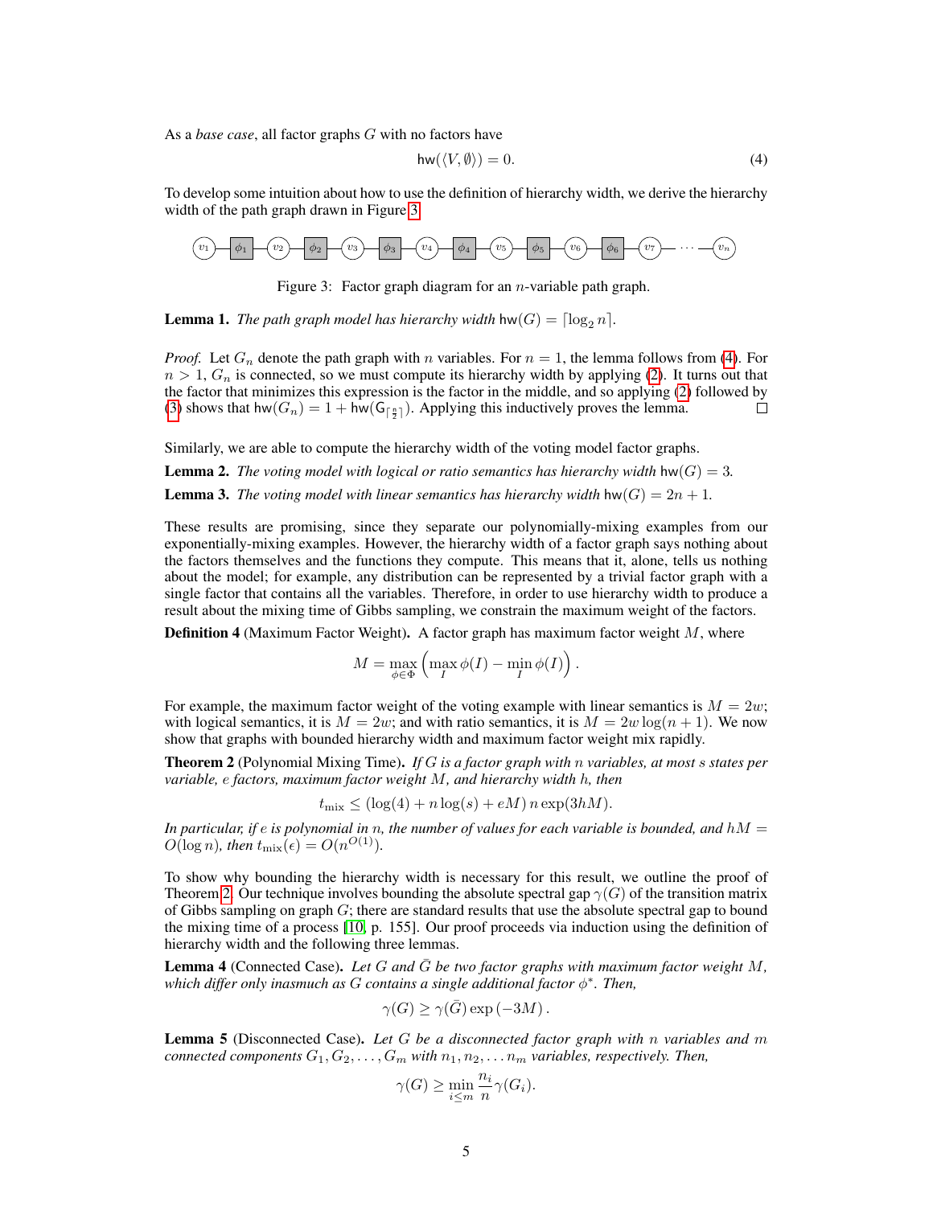As a *base case*, all factor graphs $G$ with no factors have

$$\mathsf{hw}(\langle V, \emptyset \rangle) = 0. \tag{4}$$

To develop some intuition about how to use the definition of hierarchy width, we derive the hierarchy width of the path graph drawn in Figure 3.

$v_1$ — $\phi_1$ — $v_2$ — $\phi_2$ — $v_3$ — $\phi_3$ — $v_4$ — $\phi_4$ — $v_5$ — $\phi_5$ — $v_6$ — $\phi_6$ — $v_7$ — $\cdots$ — $v_n$

Figure 3: Factor graph diagram for an $n$-variable path graph.

**Lemma 1.** *The path graph model has hierarchy width* $\mathsf{hw}(G) = \lceil \log_2 n \rceil$.

*Proof.* Let $G_n$ denote the path graph with $n$ variables. For $n = 1$, the lemma follows from (4). For $n > 1$, $G_n$ is connected, so we must compute its hierarchy width by applying (2). It turns out that the factor that minimizes this expression is the factor in the middle, and so applying (2) followed by (3) shows that $\mathsf{hw}(G_n) = 1 + \mathsf{hw}(\mathsf{G}_{\lceil \frac{n}{2} \rceil})$. Applying this inductively proves the lemma. □

Similarly, we are able to compute the hierarchy width of the voting model factor graphs.

**Lemma 2.** *The voting model with logical or ratio semantics has hierarchy width* $\mathsf{hw}(G) = 3$.

**Lemma 3.** *The voting model with linear semantics has hierarchy width* $\mathsf{hw}(G) = 2n + 1$.

These results are promising, since they separate our polynomially-mixing examples from our exponentially-mixing examples. However, the hierarchy width of a factor graph says nothing about the factors themselves and the functions they compute. This means that it, alone, tells us nothing about the model; for example, any distribution can be represented by a trivial factor graph with a single factor that contains all the variables. Therefore, in order to use hierarchy width to produce a result about the mixing time of Gibbs sampling, we constrain the maximum weight of the factors.

**Definition 4** (Maximum Factor Weight). A factor graph has maximum factor weight $M$, where

$$M = \max_{\phi \in \Phi} \left( \max_I \phi(I) - \min_I \phi(I) \right).$$

For example, the maximum factor weight of the voting example with linear semantics is $M = 2w$; with logical semantics, it is $M = 2w$; and with ratio semantics, it is $M = 2w \log(n + 1)$. We now show that graphs with bounded hierarchy width and maximum factor weight mix rapidly.

**Theorem 2** (Polynomial Mixing Time). *If $G$ is a factor graph with $n$ variables, at most $s$ states per variable, $e$ factors, maximum factor weight $M$, and hierarchy width $h$, then*

$$t_{\text{mix}} \leq (\log(4) + n \log(s) + eM)\, n \exp(3hM).$$

*In particular, if $e$ is polynomial in $n$, the number of values for each variable is bounded, and $hM = O(\log n)$, then $t_{\text{mix}}(\epsilon) = O(n^{O(1)})$.*

To show why bounding the hierarchy width is necessary for this result, we outline the proof of Theorem 2. Our technique involves bounding the absolute spectral gap $\gamma(G)$ of the transition matrix of Gibbs sampling on graph $G$; there are standard results that use the absolute spectral gap to bound the mixing time of a process [10, p. 155]. Our proof proceeds via induction using the definition of hierarchy width and the following three lemmas.

**Lemma 4** (Connected Case). *Let $G$ and $\bar{G}$ be two factor graphs with maximum factor weight $M$, which differ only inasmuch as $G$ contains a single additional factor $\phi^*$. Then,*

$$\gamma(G) \geq \gamma(\bar{G}) \exp(-3M).$$

**Lemma 5** (Disconnected Case). *Let $G$ be a disconnected factor graph with $n$ variables and $m$ connected components $G_1, G_2, \ldots, G_m$ with $n_1, n_2, \ldots n_m$ variables, respectively. Then,*

$$\gamma(G) \geq \min_{i \leq m} \frac{n_i}{n} \gamma(G_i).$$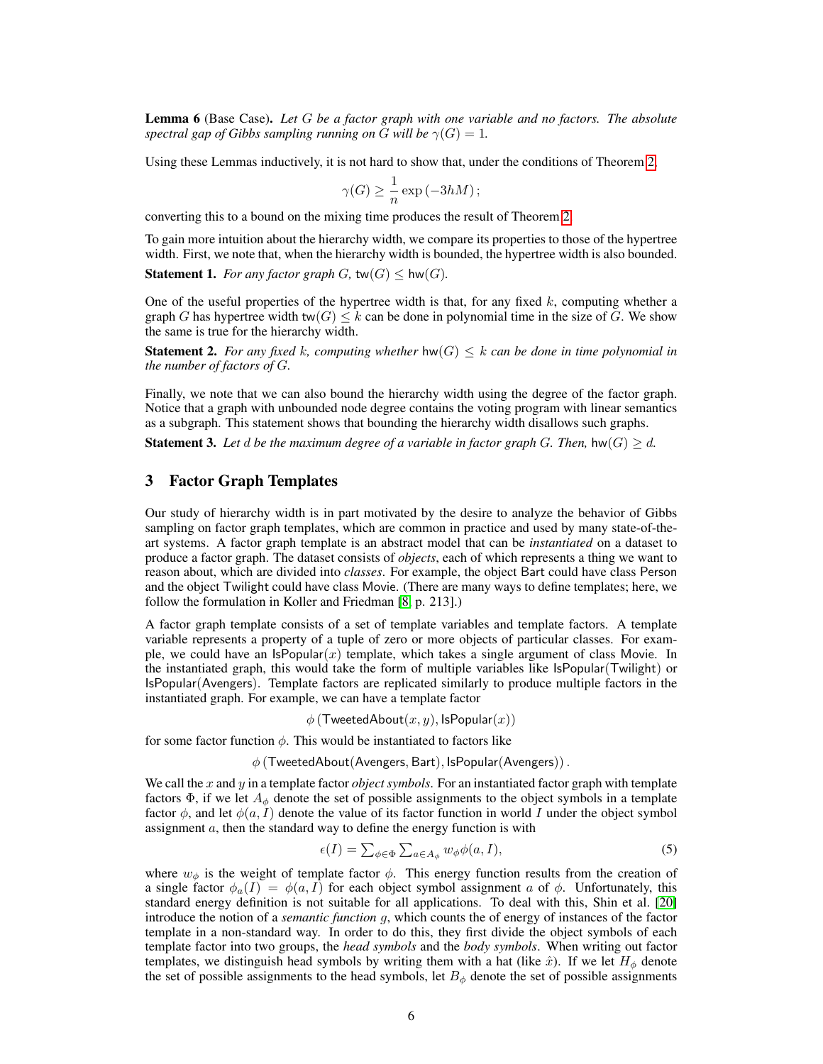**Lemma 6** (Base Case). *Let $G$ be a factor graph with one variable and no factors. The absolute spectral gap of Gibbs sampling running on $G$ will be $\gamma(G) = 1$.*

Using these Lemmas inductively, it is not hard to show that, under the conditions of Theorem 2,

$$\gamma(G) \geq \frac{1}{n} \exp\left(-3hM\right);$$

converting this to a bound on the mixing time produces the result of Theorem 2.

To gain more intuition about the hierarchy width, we compare its properties to those of the hypertree width. First, we note that, when the hierarchy width is bounded, the hypertree width is also bounded.

**Statement 1.** *For any factor graph $G$, $\mathsf{tw}(G) \leq \mathsf{hw}(G)$.*

One of the useful properties of the hypertree width is that, for any fixed $k$, computing whether a graph $G$ has hypertree width $\mathsf{tw}(G) \leq k$ can be done in polynomial time in the size of $G$. We show the same is true for the hierarchy width.

**Statement 2.** *For any fixed $k$, computing whether $\mathsf{hw}(G) \leq k$ can be done in time polynomial in the number of factors of $G$.*

Finally, we note that we can also bound the hierarchy width using the degree of the factor graph. Notice that a graph with unbounded node degree contains the voting program with linear semantics as a subgraph. This statement shows that bounding the hierarchy width disallows such graphs.

**Statement 3.** *Let $d$ be the maximum degree of a variable in factor graph $G$. Then, $\mathsf{hw}(G) \geq d$.*

## 3 Factor Graph Templates

Our study of hierarchy width is in part motivated by the desire to analyze the behavior of Gibbs sampling on factor graph templates, which are common in practice and used by many state-of-the-art systems. A factor graph template is an abstract model that can be *instantiated* on a dataset to produce a factor graph. The dataset consists of *objects*, each of which represents a thing we want to reason about, which are divided into *classes*. For example, the object Bart could have class Person and the object Twilight could have class Movie. (There are many ways to define templates; here, we follow the formulation in Koller and Friedman [8, p. 213].)

A factor graph template consists of a set of template variables and template factors. A template variable represents a property of a tuple of zero or more objects of particular classes. For example, we could have an $\mathsf{IsPopular}(x)$ template, which takes a single argument of class Movie. In the instantiated graph, this would take the form of multiple variables like $\mathsf{IsPopular}(\mathsf{Twilight})$ or $\mathsf{IsPopular}(\mathsf{Avengers})$. Template factors are replicated similarly to produce multiple factors in the instantiated graph. For example, we can have a template factor

$$\phi\left(\mathsf{TweetedAbout}(x, y), \mathsf{IsPopular}(x)\right)$$

for some factor function $\phi$. This would be instantiated to factors like

$$\phi\left(\mathsf{TweetedAbout}(\mathsf{Avengers}, \mathsf{Bart}), \mathsf{IsPopular}(\mathsf{Avengers})\right).$$

We call the $x$ and $y$ in a template factor *object symbols*. For an instantiated factor graph with template factors $\Phi$, if we let $A_\phi$ denote the set of possible assignments to the object symbols in a template factor $\phi$, and let $\phi(a, I)$ denote the value of its factor function in world $I$ under the object symbol assignment $a$, then the standard way to define the energy function is with

$$\epsilon(I) = \textstyle\sum_{\phi \in \Phi} \sum_{a \in A_\phi} w_\phi \phi(a, I), \tag{5}$$

where $w_\phi$ is the weight of template factor $\phi$. This energy function results from the creation of a single factor $\phi_a(I) = \phi(a, I)$ for each object symbol assignment $a$ of $\phi$. Unfortunately, this standard energy definition is not suitable for all applications. To deal with this, Shin et al. [20] introduce the notion of a *semantic function* $g$, which counts the of energy of instances of the factor template in a non-standard way. In order to do this, they first divide the object symbols of each template factor into two groups, the *head symbols* and the *body symbols*. When writing out factor templates, we distinguish head symbols by writing them with a hat (like $\hat{x}$). If we let $H_\phi$ denote the set of possible assignments to the head symbols, let $B_\phi$ denote the set of possible assignments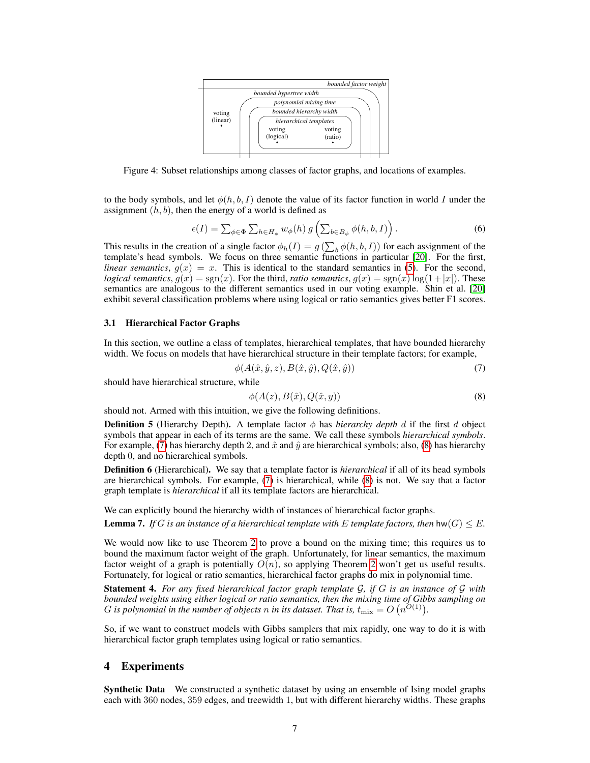bounded factor weight

bounded hypertree width

polynomial mixing time

bounded hierarchy width

hierarchical templates

voting (linear)

voting (logical)

voting (ratio)

Figure 4: Subset relationships among classes of factor graphs, and locations of examples.

to the body symbols, and let $\phi(h, b, I)$ denote the value of its factor function in world $I$ under the assignment $(h, b)$, then the energy of a world is defined as

$$\epsilon(I) = \sum_{\phi \in \Phi} \sum_{h \in H_\phi} w_\phi(h) \, g\left(\sum_{b \in B_\phi} \phi(h, b, I)\right). \tag{6}$$

This results in the creation of a single factor $\phi_h(I) = g\left(\sum_b \phi(h, b, I)\right)$ for each assignment of the template's head symbols. We focus on three semantic functions in particular [20]. For the first, *linear semantics*, $g(x) = x$. This is identical to the standard semantics in (5). For the second, *logical semantics*, $g(x) = \operatorname{sgn}(x)$. For the third, *ratio semantics*, $g(x) = \operatorname{sgn}(x)\log(1 + |x|)$. These semantics are analogous to the different semantics used in our voting example. Shin et al. [20] exhibit several classification problems where using logical or ratio semantics gives better F1 scores.

### 3.1 Hierarchical Factor Graphs

In this section, we outline a class of templates, hierarchical templates, that have bounded hierarchy width. We focus on models that have hierarchical structure in their template factors; for example,

$$\phi(A(\hat{x}, \hat{y}, z), B(\hat{x}, \hat{y}), Q(\hat{x}, \hat{y})) \tag{7}$$

should have hierarchical structure, while

$$\phi(A(z), B(\hat{x}), Q(\hat{x}, y)) \tag{8}$$

should not. Armed with this intuition, we give the following definitions.

**Definition 5** (Hierarchy Depth)**.** A template factor $\phi$ has *hierarchy depth* $d$ if the first $d$ object symbols that appear in each of its terms are the same. We call these symbols *hierarchical symbols*. For example, (7) has hierarchy depth 2, and $\hat{x}$ and $\hat{y}$ are hierarchical symbols; also, (8) has hierarchy depth 0, and no hierarchical symbols.

**Definition 6** (Hierarchical)**.** We say that a template factor is *hierarchical* if all of its head symbols are hierarchical symbols. For example, (7) is hierarchical, while (8) is not. We say that a factor graph template is *hierarchical* if all its template factors are hierarchical.

We can explicitly bound the hierarchy width of instances of hierarchical factor graphs.

**Lemma 7.** *If $G$ is an instance of a hierarchical template with $E$ template factors, then $\mathsf{hw}(G) \leq E$.*

We would now like to use Theorem 2 to prove a bound on the mixing time; this requires us to bound the maximum factor weight of the graph. Unfortunately, for linear semantics, the maximum factor weight of a graph is potentially $O(n)$, so applying Theorem 2 won't get us useful results. Fortunately, for logical or ratio semantics, hierarchical factor graphs do mix in polynomial time.

**Statement 4.** *For any fixed hierarchical factor graph template $\mathcal{G}$, if $G$ is an instance of $\mathcal{G}$ with bounded weights using either logical or ratio semantics, then the mixing time of Gibbs sampling on $G$ is polynomial in the number of objects $n$ in its dataset. That is, $t_{\text{mix}} = O\left(n^{O(1)}\right)$.*

So, if we want to construct models with Gibbs samplers that mix rapidly, one way to do it is with hierarchical factor graph templates using logical or ratio semantics.

## 4 Experiments

**Synthetic Data** We constructed a synthetic dataset by using an ensemble of Ising model graphs each with 360 nodes, 359 edges, and treewidth 1, but with different hierarchy widths. These graphs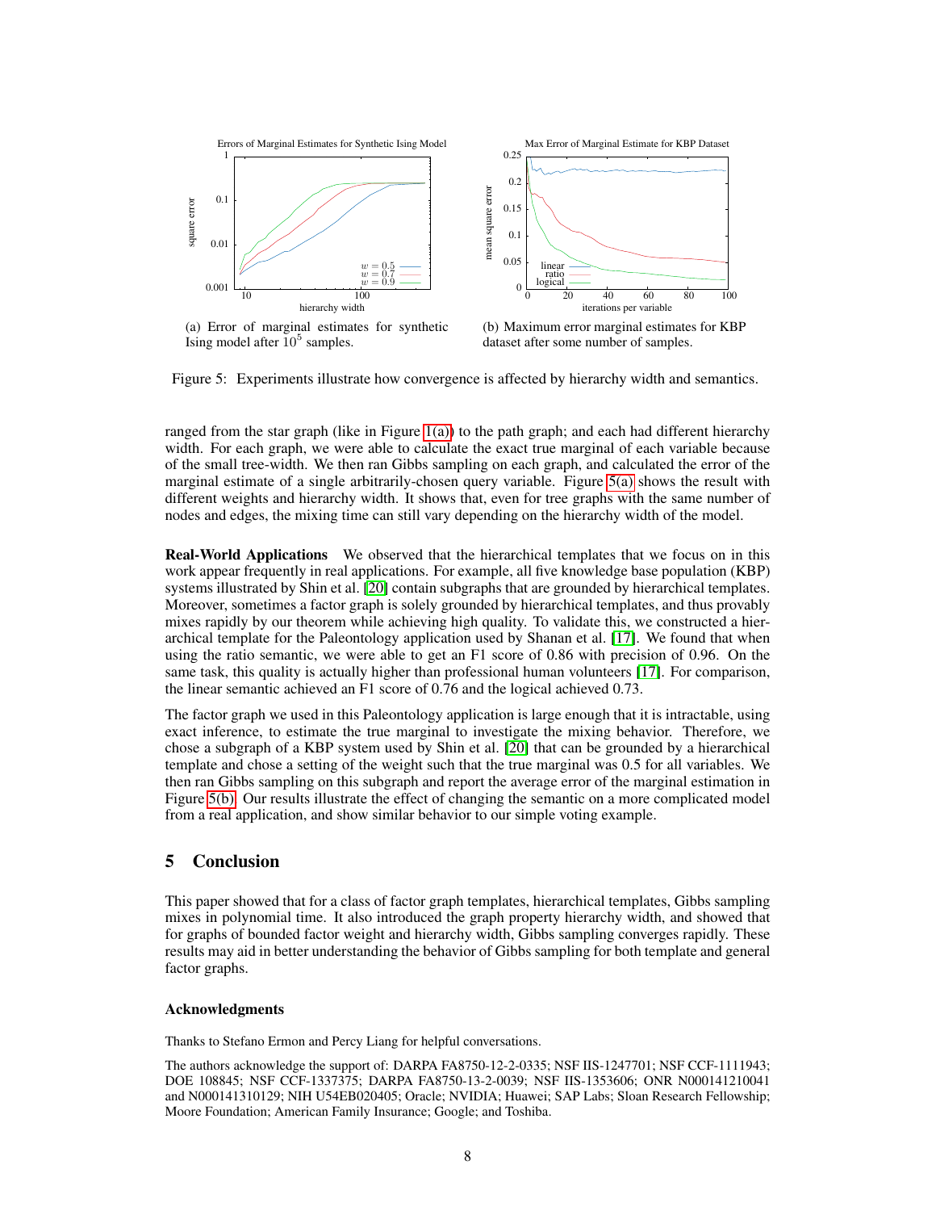Errors of Marginal Estimates for Synthetic Ising Model

square error

1
0.1
0.01
0.001

10
100

hierarchy width

$w = 0.5$
$w = 0.7$
$w = 0.9$

(a) Error of marginal estimates for synthetic Ising model after $10^5$ samples.

Max Error of Marginal Estimate for KBP Dataset

mean square error

0.25
0.2
0.15
0.1
0.05
0

0
20
40
60
80
100

iterations per variable

linear
ratio
logical

(b) Maximum error marginal estimates for KBP dataset after some number of samples.

Figure 5: Experiments illustrate how convergence is affected by hierarchy width and semantics.

ranged from the star graph (like in Figure 1(a)) to the path graph; and each had different hierarchy width. For each graph, we were able to calculate the exact true marginal of each variable because of the small tree-width. We then ran Gibbs sampling on each graph, and calculated the error of the marginal estimate of a single arbitrarily-chosen query variable. Figure 5(a) shows the result with different weights and hierarchy width. It shows that, even for tree graphs with the same number of nodes and edges, the mixing time can still vary depending on the hierarchy width of the model.

**Real-World Applications** We observed that the hierarchical templates that we focus on in this work appear frequently in real applications. For example, all five knowledge base population (KBP) systems illustrated by Shin et al. [20] contain subgraphs that are grounded by hierarchical templates. Moreover, sometimes a factor graph is solely grounded by hierarchical templates, and thus provably mixes rapidly by our theorem while achieving high quality. To validate this, we constructed a hierarchical template for the Paleontology application used by Shanan et al. [17]. We found that when using the ratio semantic, we were able to get an F1 score of 0.86 with precision of 0.96. On the same task, this quality is actually higher than professional human volunteers [17]. For comparison, the linear semantic achieved an F1 score of 0.76 and the logical achieved 0.73.

The factor graph we used in this Paleontology application is large enough that it is intractable, using exact inference, to estimate the true marginal to investigate the mixing behavior. Therefore, we chose a subgraph of a KBP system used by Shin et al. [20] that can be grounded by a hierarchical template and chose a setting of the weight such that the true marginal was 0.5 for all variables. We then ran Gibbs sampling on this subgraph and report the average error of the marginal estimation in Figure 5(b). Our results illustrate the effect of changing the semantic on a more complicated model from a real application, and show similar behavior to our simple voting example.

## 5 Conclusion

This paper showed that for a class of factor graph templates, hierarchical templates, Gibbs sampling mixes in polynomial time. It also introduced the graph property hierarchy width, and showed that for graphs of bounded factor weight and hierarchy width, Gibbs sampling converges rapidly. These results may aid in better understanding the behavior of Gibbs sampling for both template and general factor graphs.

### Acknowledgments

Thanks to Stefano Ermon and Percy Liang for helpful conversations.

The authors acknowledge the support of: DARPA FA8750-12-2-0335; NSF IIS-1247701; NSF CCF-1111943; DOE 108845; NSF CCF-1337375; DARPA FA8750-13-2-0039; NSF IIS-1353606; ONR N000141210041 and N000141310129; NIH U54EB020405; Oracle; NVIDIA; Huawei; SAP Labs; Sloan Research Fellowship; Moore Foundation; American Family Insurance; Google; and Toshiba.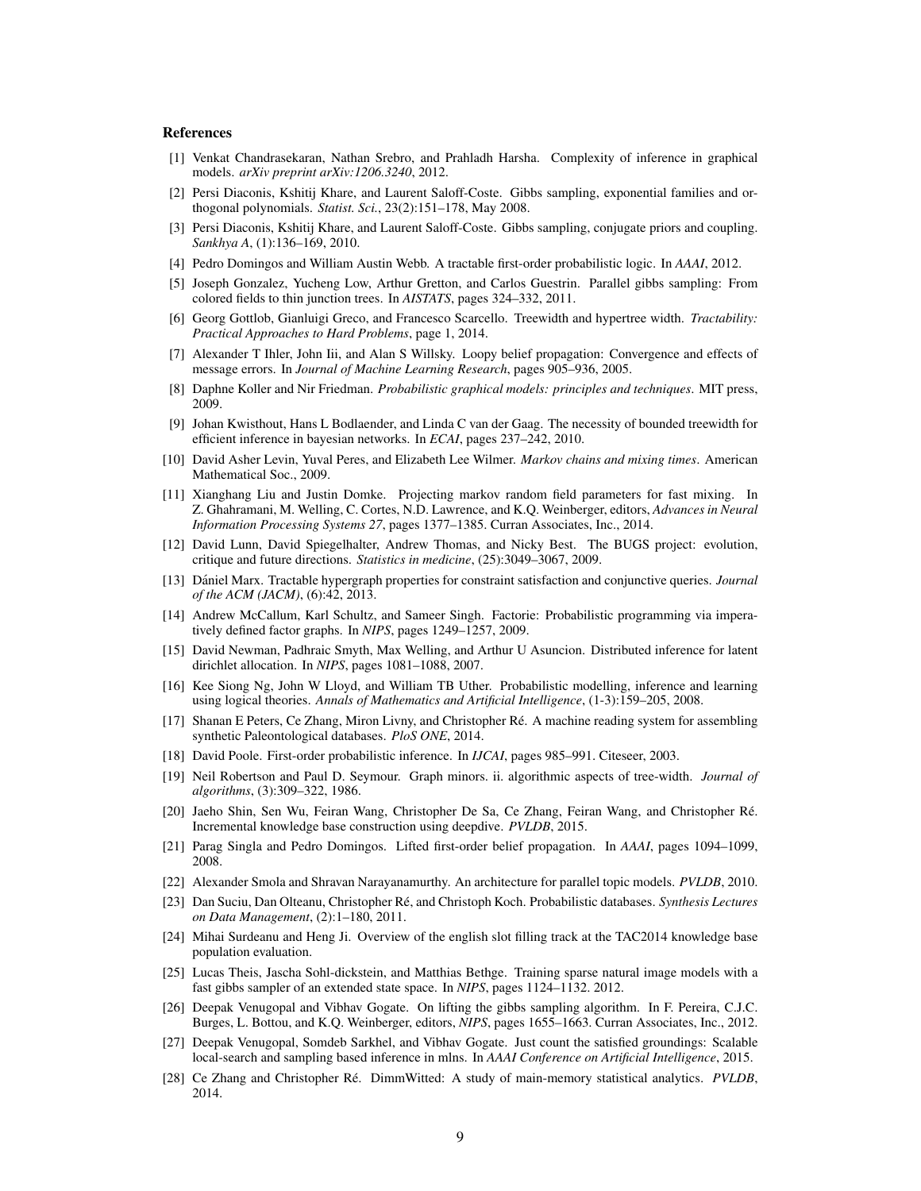## References

[1] Venkat Chandrasekaran, Nathan Srebro, and Prahladh Harsha. Complexity of inference in graphical models. *arXiv preprint arXiv:1206.3240*, 2012.

[2] Persi Diaconis, Kshitij Khare, and Laurent Saloff-Coste. Gibbs sampling, exponential families and orthogonal polynomials. *Statist. Sci.*, 23(2):151–178, May 2008.

[3] Persi Diaconis, Kshitij Khare, and Laurent Saloff-Coste. Gibbs sampling, conjugate priors and coupling. *Sankhya A*, (1):136–169, 2010.

[4] Pedro Domingos and William Austin Webb. A tractable first-order probabilistic logic. In *AAAI*, 2012.

[5] Joseph Gonzalez, Yucheng Low, Arthur Gretton, and Carlos Guestrin. Parallel gibbs sampling: From colored fields to thin junction trees. In *AISTATS*, pages 324–332, 2011.

[6] Georg Gottlob, Gianluigi Greco, and Francesco Scarcello. Treewidth and hypertree width. *Tractability: Practical Approaches to Hard Problems*, page 1, 2014.

[7] Alexander T Ihler, John Iii, and Alan S Willsky. Loopy belief propagation: Convergence and effects of message errors. In *Journal of Machine Learning Research*, pages 905–936, 2005.

[8] Daphne Koller and Nir Friedman. *Probabilistic graphical models: principles and techniques*. MIT press, 2009.

[9] Johan Kwisthout, Hans L Bodlaender, and Linda C van der Gaag. The necessity of bounded treewidth for efficient inference in bayesian networks. In *ECAI*, pages 237–242, 2010.

[10] David Asher Levin, Yuval Peres, and Elizabeth Lee Wilmer. *Markov chains and mixing times*. American Mathematical Soc., 2009.

[11] Xianghang Liu and Justin Domke. Projecting markov random field parameters for fast mixing. In Z. Ghahramani, M. Welling, C. Cortes, N.D. Lawrence, and K.Q. Weinberger, editors, *Advances in Neural Information Processing Systems 27*, pages 1377–1385. Curran Associates, Inc., 2014.

[12] David Lunn, David Spiegelhalter, Andrew Thomas, and Nicky Best. The BUGS project: evolution, critique and future directions. *Statistics in medicine*, (25):3049–3067, 2009.

[13] Dániel Marx. Tractable hypergraph properties for constraint satisfaction and conjunctive queries. *Journal of the ACM (JACM)*, (6):42, 2013.

[14] Andrew McCallum, Karl Schultz, and Sameer Singh. Factorie: Probabilistic programming via imperatively defined factor graphs. In *NIPS*, pages 1249–1257, 2009.

[15] David Newman, Padhraic Smyth, Max Welling, and Arthur U Asuncion. Distributed inference for latent dirichlet allocation. In *NIPS*, pages 1081–1088, 2007.

[16] Kee Siong Ng, John W Lloyd, and William TB Uther. Probabilistic modelling, inference and learning using logical theories. *Annals of Mathematics and Artificial Intelligence*, (1-3):159–205, 2008.

[17] Shanan E Peters, Ce Zhang, Miron Livny, and Christopher Ré. A machine reading system for assembling synthetic Paleontological databases. *PloS ONE*, 2014.

[18] David Poole. First-order probabilistic inference. In *IJCAI*, pages 985–991. Citeseer, 2003.

[19] Neil Robertson and Paul D. Seymour. Graph minors. ii. algorithmic aspects of tree-width. *Journal of algorithms*, (3):309–322, 1986.

[20] Jaeho Shin, Sen Wu, Feiran Wang, Christopher De Sa, Ce Zhang, Feiran Wang, and Christopher Ré. Incremental knowledge base construction using deepdive. *PVLDB*, 2015.

[21] Parag Singla and Pedro Domingos. Lifted first-order belief propagation. In *AAAI*, pages 1094–1099, 2008.

[22] Alexander Smola and Shravan Narayanamurthy. An architecture for parallel topic models. *PVLDB*, 2010.

[23] Dan Suciu, Dan Olteanu, Christopher Ré, and Christoph Koch. Probabilistic databases. *Synthesis Lectures on Data Management*, (2):1–180, 2011.

[24] Mihai Surdeanu and Heng Ji. Overview of the english slot filling track at the TAC2014 knowledge base population evaluation.

[25] Lucas Theis, Jascha Sohl-dickstein, and Matthias Bethge. Training sparse natural image models with a fast gibbs sampler of an extended state space. In *NIPS*, pages 1124–1132. 2012.

[26] Deepak Venugopal and Vibhav Gogate. On lifting the gibbs sampling algorithm. In F. Pereira, C.J.C. Burges, L. Bottou, and K.Q. Weinberger, editors, *NIPS*, pages 1655–1663. Curran Associates, Inc., 2012.

[27] Deepak Venugopal, Somdeb Sarkhel, and Vibhav Gogate. Just count the satisfied groundings: Scalable local-search and sampling based inference in mlns. In *AAAI Conference on Artificial Intelligence*, 2015.

[28] Ce Zhang and Christopher Ré. DimmWitted: A study of main-memory statistical analytics. *PVLDB*, 2014.